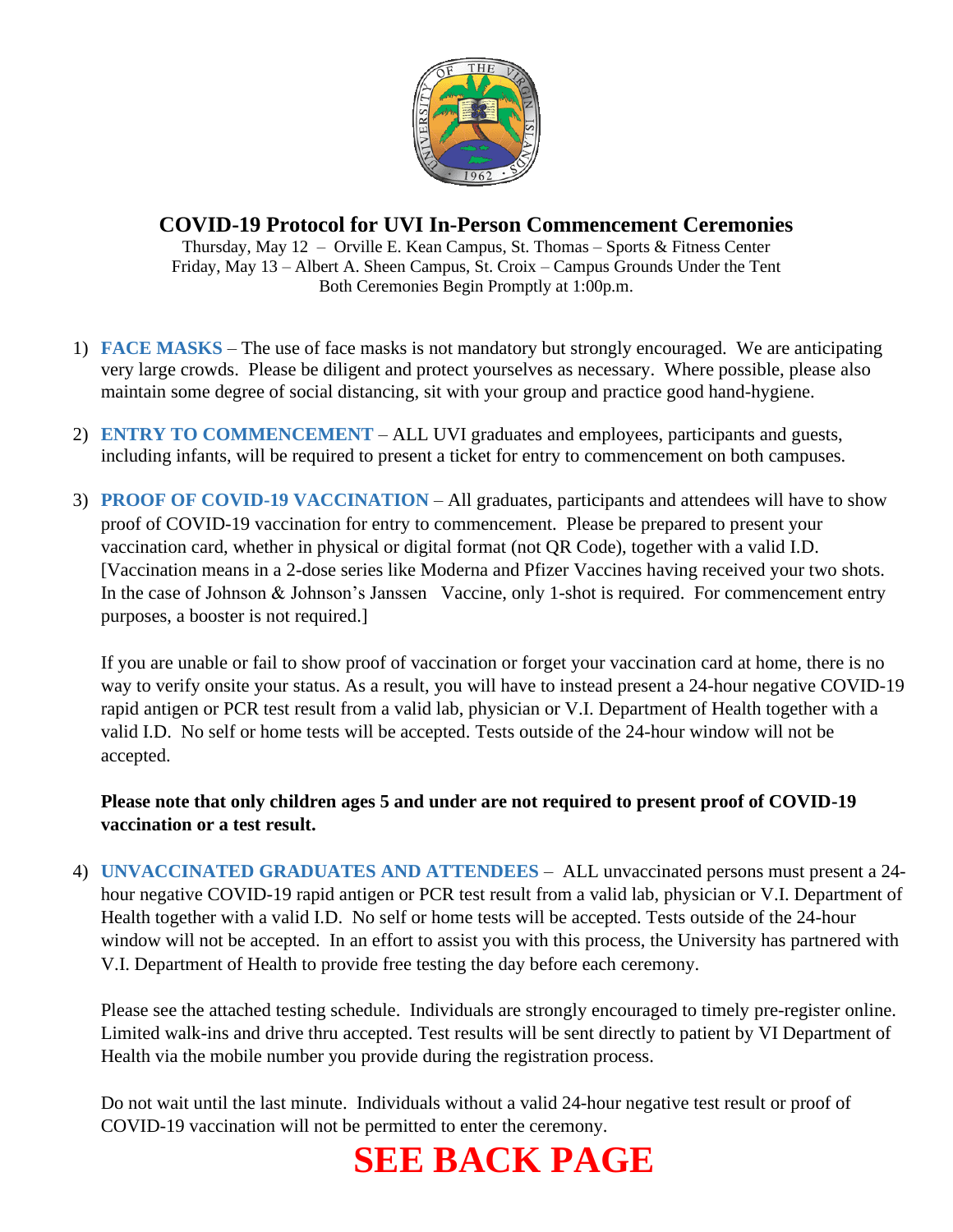# COVID-19 Protocol for UVI In-Person Commencement Ceremonies

Thursday, May 12 – Orville E. Kean Campus, St. Thomas – Sports & Fitness Center
Friday, May 13 – Albert A. Sheen Campus, St. Croix – Campus Grounds Under the Tent
Both Ceremonies Begin Promptly at 1:00p.m.

1) **FACE MASKS** – The use of face masks is not mandatory but strongly encouraged. We are anticipating very large crowds. Please be diligent and protect yourselves as necessary. Where possible, please also maintain some degree of social distancing, sit with your group and practice good hand-hygiene.

2) **ENTRY TO COMMENCEMENT** – ALL UVI graduates and employees, participants and guests, including infants, will be required to present a ticket for entry to commencement on both campuses.

3) **PROOF OF COVID-19 VACCINATION** – All graduates, participants and attendees will have to show proof of COVID-19 vaccination for entry to commencement. Please be prepared to present your vaccination card, whether in physical or digital format (not QR Code), together with a valid I.D. [Vaccination means in a 2-dose series like Moderna and Pfizer Vaccines having received your two shots. In the case of Johnson & Johnson's Janssen Vaccine, only 1-shot is required. For commencement entry purposes, a booster is not required.]

   If you are unable or fail to show proof of vaccination or forget your vaccination card at home, there is no way to verify onsite your status. As a result, you will have to instead present a 24-hour negative COVID-19 rapid antigen or PCR test result from a valid lab, physician or V.I. Department of Health together with a valid I.D. No self or home tests will be accepted. Tests outside of the 24-hour window will not be accepted.

   **Please note that only children ages 5 and under are not required to present proof of COVID-19 vaccination or a test result.**

4) **UNVACCINATED GRADUATES AND ATTENDEES** – ALL unvaccinated persons must present a 24-hour negative COVID-19 rapid antigen or PCR test result from a valid lab, physician or V.I. Department of Health together with a valid I.D. No self or home tests will be accepted. Tests outside of the 24-hour window will not be accepted. In an effort to assist you with this process, the University has partnered with V.I. Department of Health to provide free testing the day before each ceremony.

   Please see the attached testing schedule. Individuals are strongly encouraged to timely pre-register online. Limited walk-ins and drive thru accepted. Test results will be sent directly to patient by VI Department of Health via the mobile number you provide during the registration process.

   Do not wait until the last minute. Individuals without a valid 24-hour negative test result or proof of COVID-19 vaccination will not be permitted to enter the ceremony.

**SEE BACK PAGE**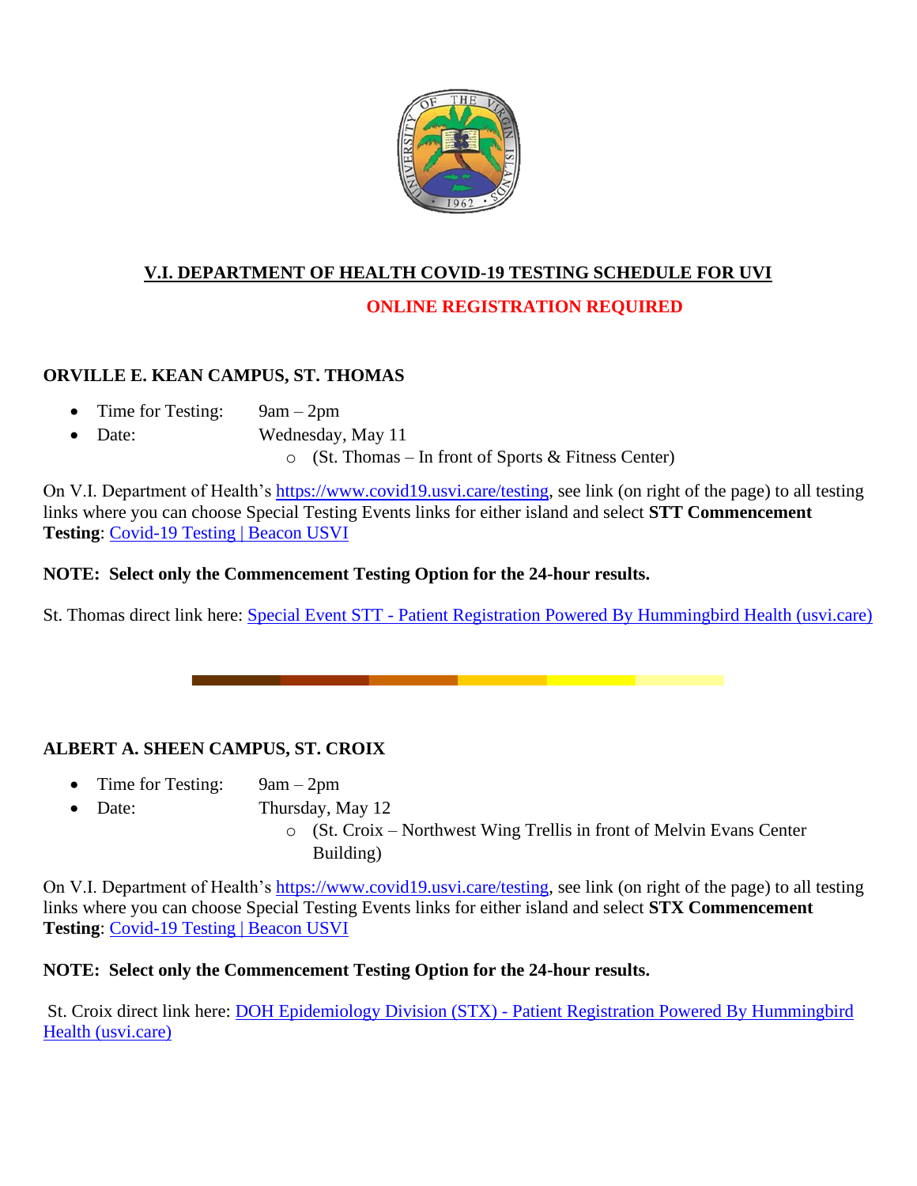## V.I. DEPARTMENT OF HEALTH COVID-19 TESTING SCHEDULE FOR UVI

**ONLINE REGISTRATION REQUIRED**

**ORVILLE E. KEAN CAMPUS, ST. THOMAS**

- Time for Testing: 9am – 2pm
- Date: Wednesday, May 11
  - (St. Thomas – In front of Sports & Fitness Center)

On V.I. Department of Health's https://www.covid19.usvi.care/testing, see link (on right of the page) to all testing links where you can choose Special Testing Events links for either island and select **STT Commencement Testing**: Covid-19 Testing | Beacon USVI

**NOTE: Select only the Commencement Testing Option for the 24-hour results.**

St. Thomas direct link here: Special Event STT - Patient Registration Powered By Hummingbird Health (usvi.care)

---

**ALBERT A. SHEEN CAMPUS, ST. CROIX**

- Time for Testing: 9am – 2pm
- Date: Thursday, May 12
  - (St. Croix – Northwest Wing Trellis in front of Melvin Evans Center Building)

On V.I. Department of Health's https://www.covid19.usvi.care/testing, see link (on right of the page) to all testing links where you can choose Special Testing Events links for either island and select **STX Commencement Testing**: Covid-19 Testing | Beacon USVI

**NOTE: Select only the Commencement Testing Option for the 24-hour results.**

St. Croix direct link here: DOH Epidemiology Division (STX) - Patient Registration Powered By Hummingbird Health (usvi.care)